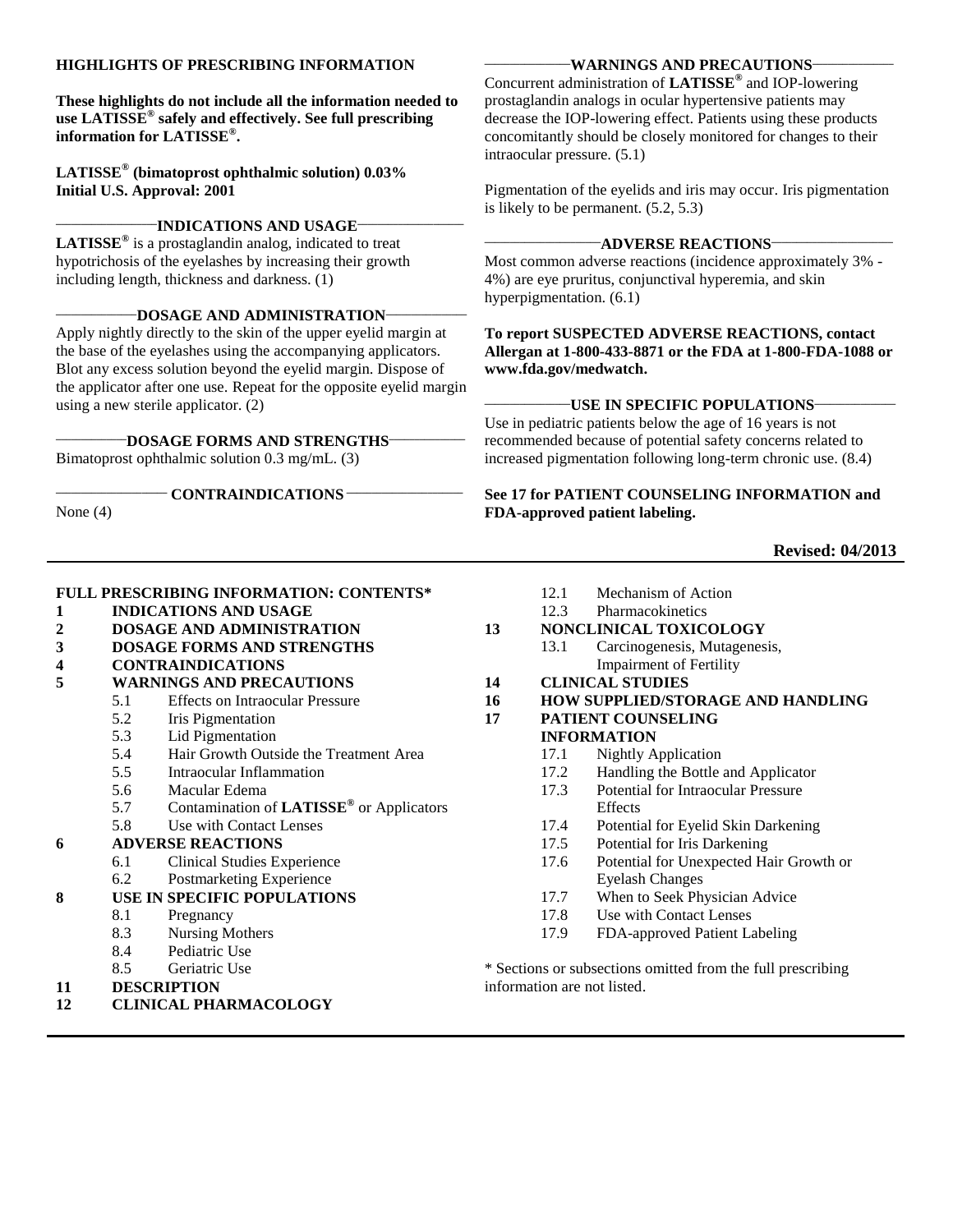**HIGHLIGHTS OF PRESCRIBING INFORMATION**

**These highlights do not include all the information needed to use LATISSE® safely and effectively. See full prescribing information for LATISSE®.**

**LATISSE® (bimatoprost ophthalmic solution) 0.03%**
**Initial U.S. Approval: 2001**

## INDICATIONS AND USAGE

**LATISSE®** is a prostaglandin analog, indicated to treat hypotrichosis of the eyelashes by increasing their growth including length, thickness and darkness. (1)

## DOSAGE AND ADMINISTRATION

Apply nightly directly to the skin of the upper eyelid margin at the base of the eyelashes using the accompanying applicators. Blot any excess solution beyond the eyelid margin. Dispose of the applicator after one use. Repeat for the opposite eyelid margin using a new sterile applicator. (2)

## DOSAGE FORMS AND STRENGTHS

Bimatoprost ophthalmic solution 0.3 mg/mL. (3)

## CONTRAINDICATIONS

None (4)

## WARNINGS AND PRECAUTIONS

Concurrent administration of **LATISSE®** and IOP-lowering prostaglandin analogs in ocular hypertensive patients may decrease the IOP-lowering effect. Patients using these products concomitantly should be closely monitored for changes to their intraocular pressure. (5.1)

Pigmentation of the eyelids and iris may occur. Iris pigmentation is likely to be permanent. (5.2, 5.3)

## ADVERSE REACTIONS

Most common adverse reactions (incidence approximately 3% - 4%) are eye pruritus, conjunctival hyperemia, and skin hyperpigmentation. (6.1)

**To report SUSPECTED ADVERSE REACTIONS, contact Allergan at 1-800-433-8871 or the FDA at 1-800-FDA-1088 or www.fda.gov/medwatch.**

## USE IN SPECIFIC POPULATIONS

Use in pediatric patients below the age of 16 years is not recommended because of potential safety concerns related to increased pigmentation following long-term chronic use. (8.4)

**See 17 for PATIENT COUNSELING INFORMATION and FDA-approved patient labeling.**

**Revised: 04/2013**

---

**FULL PRESCRIBING INFORMATION: CONTENTS***

**1 INDICATIONS AND USAGE**
**2 DOSAGE AND ADMINISTRATION**
**3 DOSAGE FORMS AND STRENGTHS**
**4 CONTRAINDICATIONS**
**5 WARNINGS AND PRECAUTIONS**
- 5.1 Effects on Intraocular Pressure
- 5.2 Iris Pigmentation
- 5.3 Lid Pigmentation
- 5.4 Hair Growth Outside the Treatment Area
- 5.5 Intraocular Inflammation
- 5.6 Macular Edema
- 5.7 Contamination of **LATISSE®** or Applicators
- 5.8 Use with Contact Lenses

**6 ADVERSE REACTIONS**
- 6.1 Clinical Studies Experience
- 6.2 Postmarketing Experience

**8 USE IN SPECIFIC POPULATIONS**
- 8.1 Pregnancy
- 8.3 Nursing Mothers
- 8.4 Pediatric Use
- 8.5 Geriatric Use

**11 DESCRIPTION**
**12 CLINICAL PHARMACOLOGY**
- 12.1 Mechanism of Action
- 12.3 Pharmacokinetics

**13 NONCLINICAL TOXICOLOGY**
- 13.1 Carcinogenesis, Mutagenesis, Impairment of Fertility

**14 CLINICAL STUDIES**
**16 HOW SUPPLIED/STORAGE AND HANDLING**
**17 PATIENT COUNSELING INFORMATION**
- 17.1 Nightly Application
- 17.2 Handling the Bottle and Applicator
- 17.3 Potential for Intraocular Pressure Effects
- 17.4 Potential for Eyelid Skin Darkening
- 17.5 Potential for Iris Darkening
- 17.6 Potential for Unexpected Hair Growth or Eyelash Changes
- 17.7 When to Seek Physician Advice
- 17.8 Use with Contact Lenses
- 17.9 FDA-approved Patient Labeling

* Sections or subsections omitted from the full prescribing information are not listed.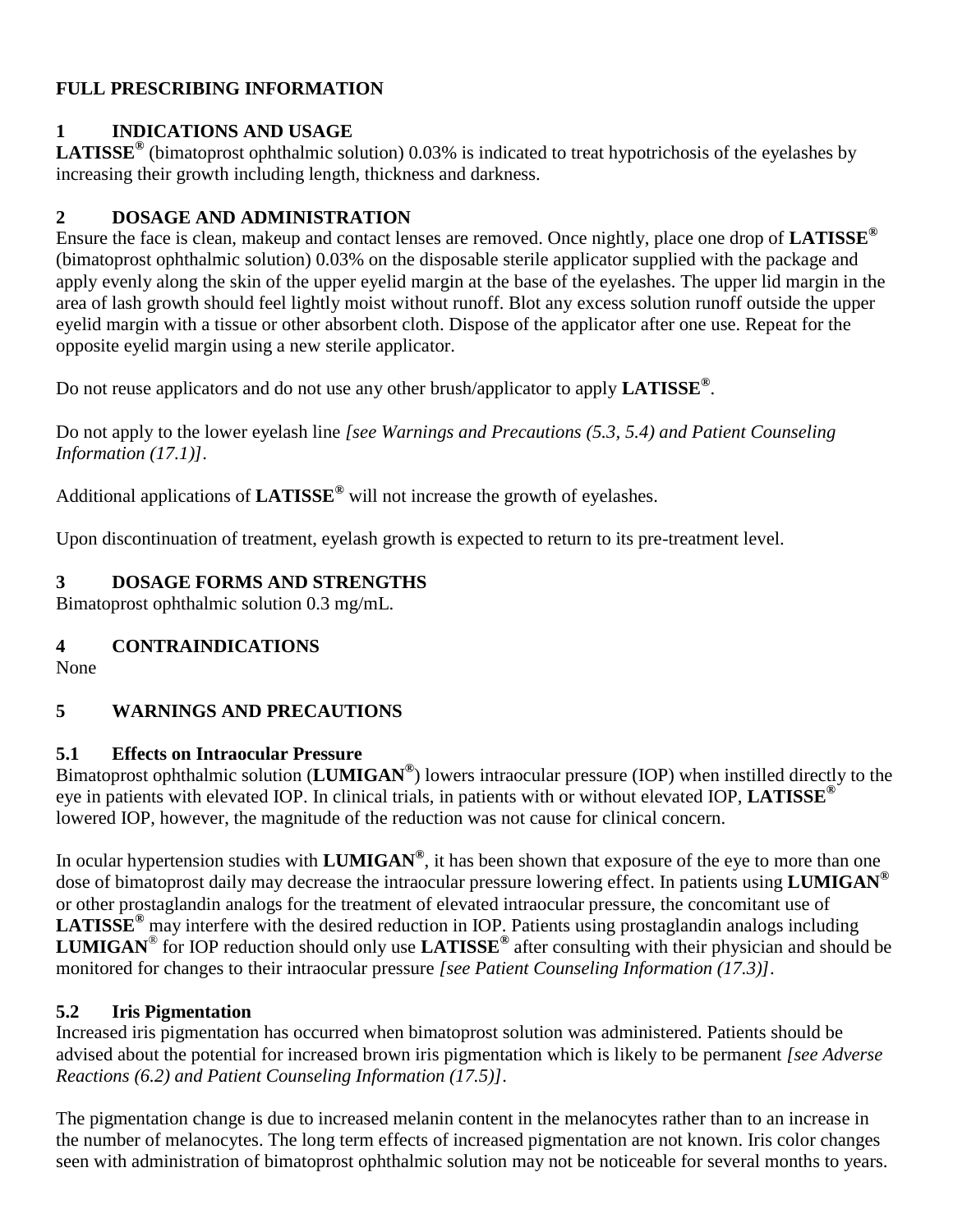# FULL PRESCRIBING INFORMATION

## 1 INDICATIONS AND USAGE

**LATISSE®** (bimatoprost ophthalmic solution) 0.03% is indicated to treat hypotrichosis of the eyelashes by increasing their growth including length, thickness and darkness.

## 2 DOSAGE AND ADMINISTRATION

Ensure the face is clean, makeup and contact lenses are removed. Once nightly, place one drop of **LATISSE®** (bimatoprost ophthalmic solution) 0.03% on the disposable sterile applicator supplied with the package and apply evenly along the skin of the upper eyelid margin at the base of the eyelashes. The upper lid margin in the area of lash growth should feel lightly moist without runoff. Blot any excess solution runoff outside the upper eyelid margin with a tissue or other absorbent cloth. Dispose of the applicator after one use. Repeat for the opposite eyelid margin using a new sterile applicator.

Do not reuse applicators and do not use any other brush/applicator to apply **LATISSE®**.

Do not apply to the lower eyelash line *[see Warnings and Precautions (5.3, 5.4) and Patient Counseling Information (17.1)]*.

Additional applications of **LATISSE®** will not increase the growth of eyelashes.

Upon discontinuation of treatment, eyelash growth is expected to return to its pre-treatment level.

## 3 DOSAGE FORMS AND STRENGTHS

Bimatoprost ophthalmic solution 0.3 mg/mL.

## 4 CONTRAINDICATIONS

None

## 5 WARNINGS AND PRECAUTIONS

### 5.1 Effects on Intraocular Pressure

Bimatoprost ophthalmic solution (**LUMIGAN®**) lowers intraocular pressure (IOP) when instilled directly to the eye in patients with elevated IOP. In clinical trials, in patients with or without elevated IOP, **LATISSE®** lowered IOP, however, the magnitude of the reduction was not cause for clinical concern.

In ocular hypertension studies with **LUMIGAN®**, it has been shown that exposure of the eye to more than one dose of bimatoprost daily may decrease the intraocular pressure lowering effect. In patients using **LUMIGAN®** or other prostaglandin analogs for the treatment of elevated intraocular pressure, the concomitant use of **LATISSE®** may interfere with the desired reduction in IOP. Patients using prostaglandin analogs including **LUMIGAN®** for IOP reduction should only use **LATISSE®** after consulting with their physician and should be monitored for changes to their intraocular pressure *[see Patient Counseling Information (17.3)]*.

### 5.2 Iris Pigmentation

Increased iris pigmentation has occurred when bimatoprost solution was administered. Patients should be advised about the potential for increased brown iris pigmentation which is likely to be permanent *[see Adverse Reactions (6.2) and Patient Counseling Information (17.5)]*.

The pigmentation change is due to increased melanin content in the melanocytes rather than to an increase in the number of melanocytes. The long term effects of increased pigmentation are not known. Iris color changes seen with administration of bimatoprost ophthalmic solution may not be noticeable for several months to years.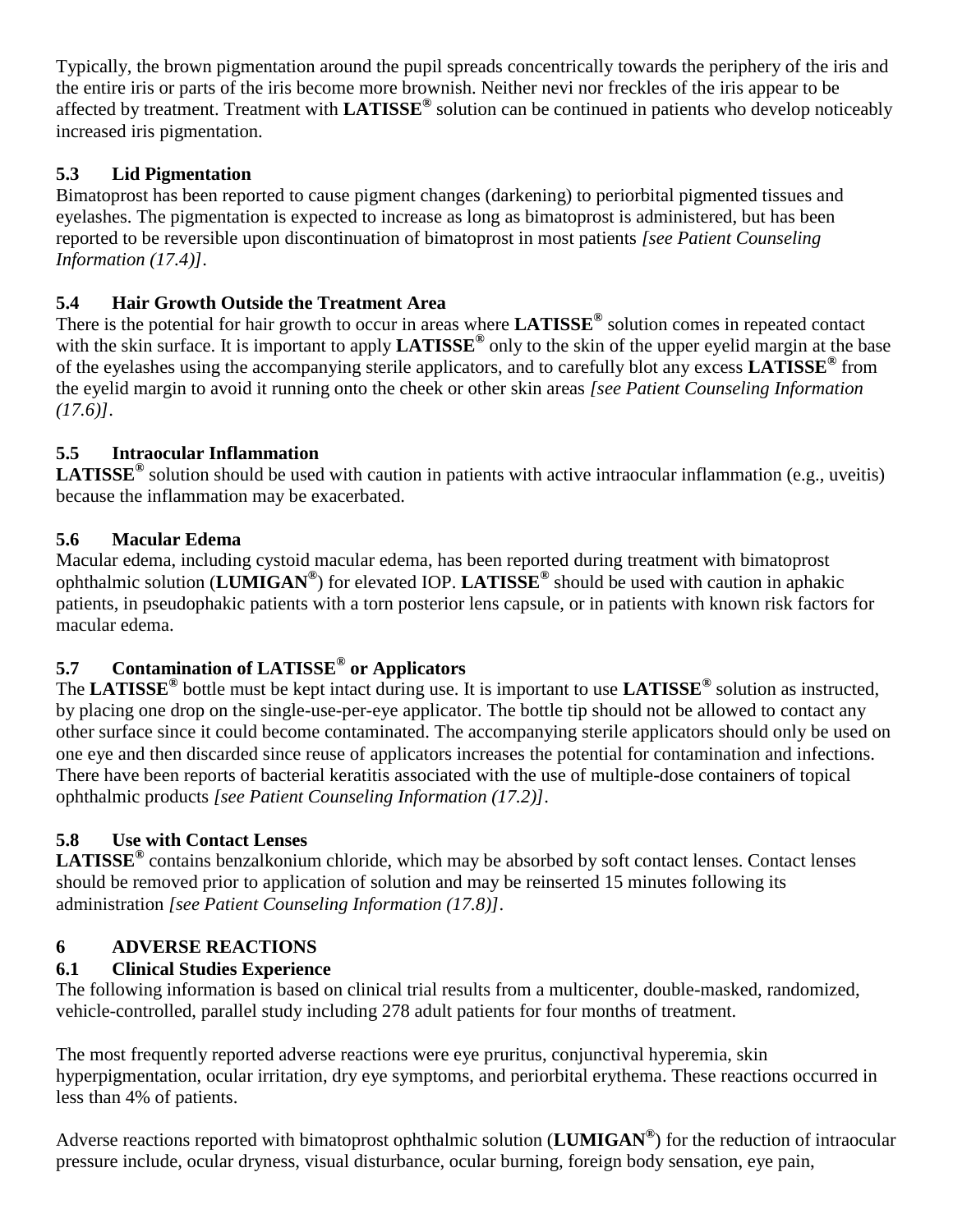Typically, the brown pigmentation around the pupil spreads concentrically towards the periphery of the iris and the entire iris or parts of the iris become more brownish. Neither nevi nor freckles of the iris appear to be affected by treatment. Treatment with **LATISSE®** solution can be continued in patients who develop noticeably increased iris pigmentation.

### 5.3 Lid Pigmentation

Bimatoprost has been reported to cause pigment changes (darkening) to periorbital pigmented tissues and eyelashes. The pigmentation is expected to increase as long as bimatoprost is administered, but has been reported to be reversible upon discontinuation of bimatoprost in most patients *[see Patient Counseling Information (17.4)]*.

### 5.4 Hair Growth Outside the Treatment Area

There is the potential for hair growth to occur in areas where **LATISSE®** solution comes in repeated contact with the skin surface. It is important to apply **LATISSE®** only to the skin of the upper eyelid margin at the base of the eyelashes using the accompanying sterile applicators, and to carefully blot any excess **LATISSE®** from the eyelid margin to avoid it running onto the cheek or other skin areas *[see Patient Counseling Information (17.6)]*.

### 5.5 Intraocular Inflammation

**LATISSE®** solution should be used with caution in patients with active intraocular inflammation (e.g., uveitis) because the inflammation may be exacerbated.

### 5.6 Macular Edema

Macular edema, including cystoid macular edema, has been reported during treatment with bimatoprost ophthalmic solution (**LUMIGAN®**) for elevated IOP. **LATISSE®** should be used with caution in aphakic patients, in pseudophakic patients with a torn posterior lens capsule, or in patients with known risk factors for macular edema.

### 5.7 Contamination of LATISSE® or Applicators

The **LATISSE®** bottle must be kept intact during use. It is important to use **LATISSE®** solution as instructed, by placing one drop on the single-use-per-eye applicator. The bottle tip should not be allowed to contact any other surface since it could become contaminated. The accompanying sterile applicators should only be used on one eye and then discarded since reuse of applicators increases the potential for contamination and infections. There have been reports of bacterial keratitis associated with the use of multiple-dose containers of topical ophthalmic products *[see Patient Counseling Information (17.2)]*.

### 5.8 Use with Contact Lenses

**LATISSE®** contains benzalkonium chloride, which may be absorbed by soft contact lenses. Contact lenses should be removed prior to application of solution and may be reinserted 15 minutes following its administration *[see Patient Counseling Information (17.8)]*.

## 6 ADVERSE REACTIONS

### 6.1 Clinical Studies Experience

The following information is based on clinical trial results from a multicenter, double-masked, randomized, vehicle-controlled, parallel study including 278 adult patients for four months of treatment.

The most frequently reported adverse reactions were eye pruritus, conjunctival hyperemia, skin hyperpigmentation, ocular irritation, dry eye symptoms, and periorbital erythema. These reactions occurred in less than 4% of patients.

Adverse reactions reported with bimatoprost ophthalmic solution (**LUMIGAN®**) for the reduction of intraocular pressure include, ocular dryness, visual disturbance, ocular burning, foreign body sensation, eye pain,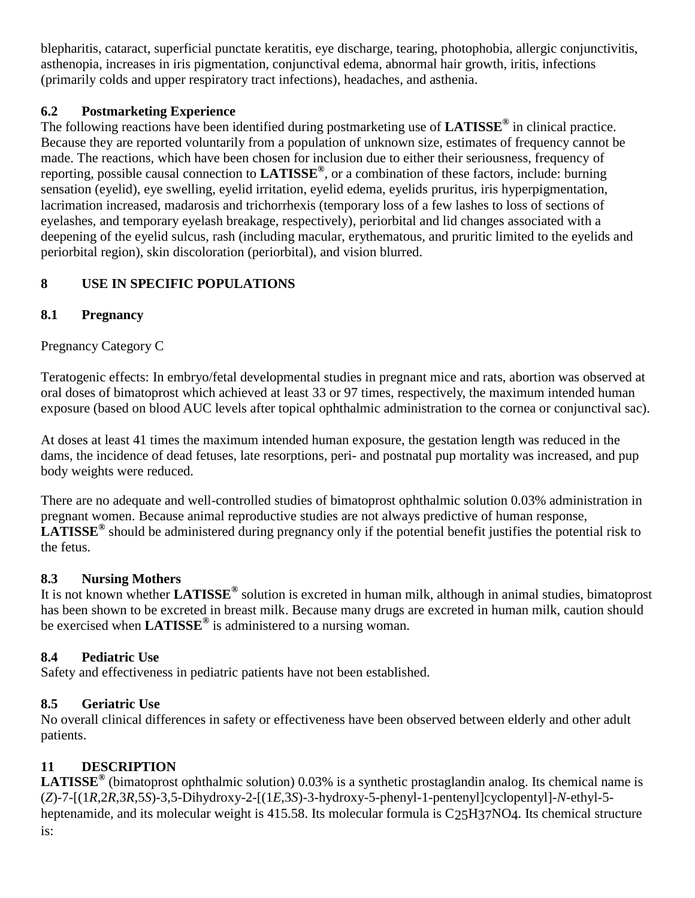blepharitis, cataract, superficial punctate keratitis, eye discharge, tearing, photophobia, allergic conjunctivitis, asthenopia, increases in iris pigmentation, conjunctival edema, abnormal hair growth, iritis, infections (primarily colds and upper respiratory tract infections), headaches, and asthenia.

### 6.2 Postmarketing Experience

The following reactions have been identified during postmarketing use of **LATISSE®** in clinical practice. Because they are reported voluntarily from a population of unknown size, estimates of frequency cannot be made. The reactions, which have been chosen for inclusion due to either their seriousness, frequency of reporting, possible causal connection to **LATISSE®**, or a combination of these factors, include: burning sensation (eyelid), eye swelling, eyelid irritation, eyelid edema, eyelids pruritus, iris hyperpigmentation, lacrimation increased, madarosis and trichorrhexis (temporary loss of a few lashes to loss of sections of eyelashes, and temporary eyelash breakage, respectively), periorbital and lid changes associated with a deepening of the eyelid sulcus, rash (including macular, erythematous, and pruritic limited to the eyelids and periorbital region), skin discoloration (periorbital), and vision blurred.

## 8 USE IN SPECIFIC POPULATIONS

### 8.1 Pregnancy

Pregnancy Category C

Teratogenic effects: In embryo/fetal developmental studies in pregnant mice and rats, abortion was observed at oral doses of bimatoprost which achieved at least 33 or 97 times, respectively, the maximum intended human exposure (based on blood AUC levels after topical ophthalmic administration to the cornea or conjunctival sac).

At doses at least 41 times the maximum intended human exposure, the gestation length was reduced in the dams, the incidence of dead fetuses, late resorptions, peri- and postnatal pup mortality was increased, and pup body weights were reduced.

There are no adequate and well-controlled studies of bimatoprost ophthalmic solution 0.03% administration in pregnant women. Because animal reproductive studies are not always predictive of human response, **LATISSE®** should be administered during pregnancy only if the potential benefit justifies the potential risk to the fetus.

### 8.3 Nursing Mothers

It is not known whether **LATISSE®** solution is excreted in human milk, although in animal studies, bimatoprost has been shown to be excreted in breast milk. Because many drugs are excreted in human milk, caution should be exercised when **LATISSE®** is administered to a nursing woman.

### 8.4 Pediatric Use

Safety and effectiveness in pediatric patients have not been established.

### 8.5 Geriatric Use

No overall clinical differences in safety or effectiveness have been observed between elderly and other adult patients.

## 11 DESCRIPTION

**LATISSE®** (bimatoprost ophthalmic solution) 0.03% is a synthetic prostaglandin analog. Its chemical name is (*Z*)-7-[(1*R*,2*R*,3*R*,5*S*)-3,5-Dihydroxy-2-[(1*E*,3*S*)-3-hydroxy-5-phenyl-1-pentenyl]cyclopentyl]-*N*-ethyl-5-heptenamide, and its molecular weight is 415.58. Its molecular formula is $C_{25}H_{37}NO_4$. Its chemical structure is: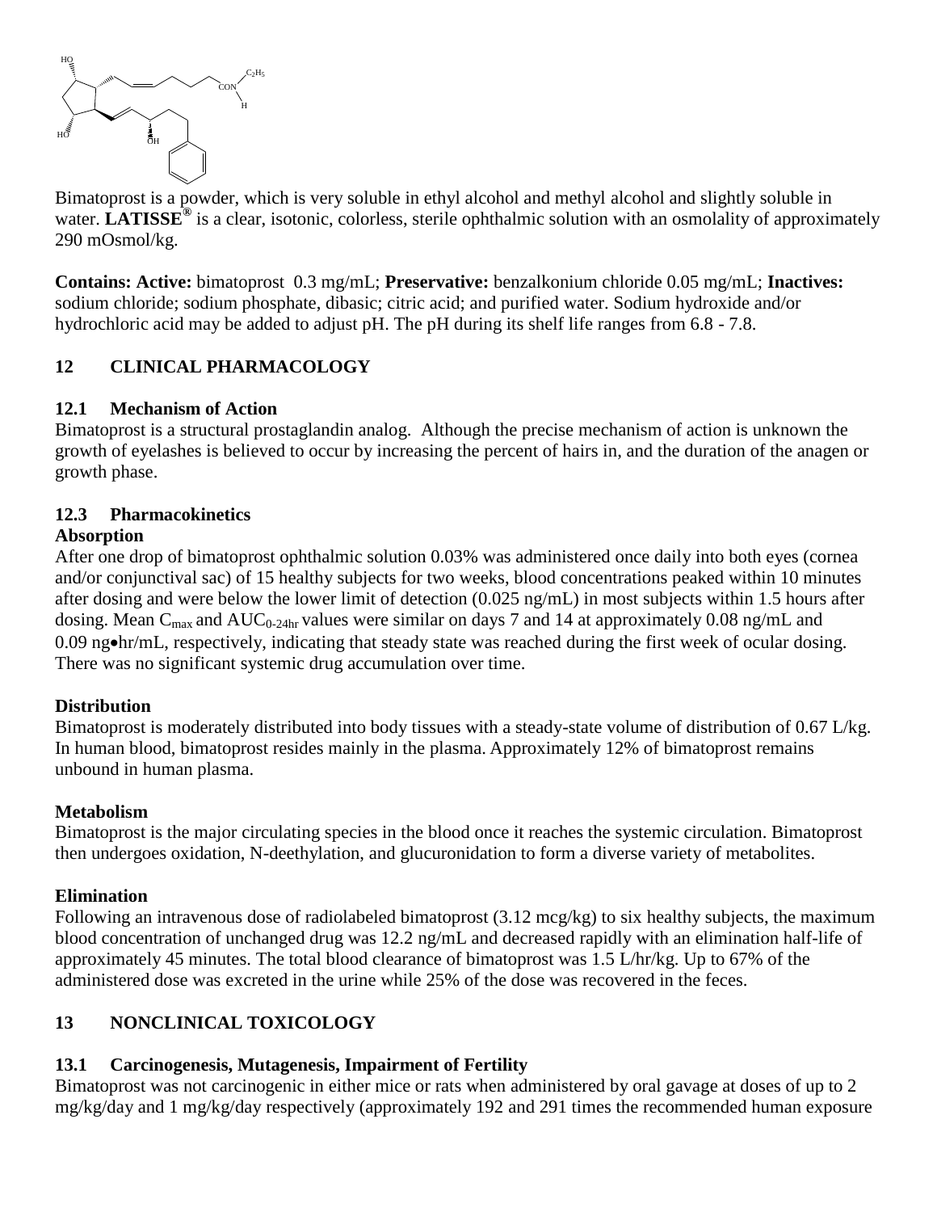Bimatoprost is a powder, which is very soluble in ethyl alcohol and methyl alcohol and slightly soluble in water. **LATISSE®** is a clear, isotonic, colorless, sterile ophthalmic solution with an osmolality of approximately 290 mOsmol/kg.

**Contains: Active:** bimatoprost 0.3 mg/mL; **Preservative:** benzalkonium chloride 0.05 mg/mL; **Inactives:** sodium chloride; sodium phosphate, dibasic; citric acid; and purified water. Sodium hydroxide and/or hydrochloric acid may be added to adjust pH. The pH during its shelf life ranges from 6.8 - 7.8.

## 12 CLINICAL PHARMACOLOGY

### 12.1 Mechanism of Action

Bimatoprost is a structural prostaglandin analog. Although the precise mechanism of action is unknown the growth of eyelashes is believed to occur by increasing the percent of hairs in, and the duration of the anagen or growth phase.

### 12.3 Pharmacokinetics

**Absorption**

After one drop of bimatoprost ophthalmic solution 0.03% was administered once daily into both eyes (cornea and/or conjunctival sac) of 15 healthy subjects for two weeks, blood concentrations peaked within 10 minutes after dosing and were below the lower limit of detection (0.025 ng/mL) in most subjects within 1.5 hours after dosing. Mean $C_{max}$ and $AUC_{0\text{-}24hr}$ values were similar on days 7 and 14 at approximately 0.08 ng/mL and 0.09 ng•hr/mL, respectively, indicating that steady state was reached during the first week of ocular dosing. There was no significant systemic drug accumulation over time.

**Distribution**

Bimatoprost is moderately distributed into body tissues with a steady-state volume of distribution of 0.67 L/kg. In human blood, bimatoprost resides mainly in the plasma. Approximately 12% of bimatoprost remains unbound in human plasma.

**Metabolism**

Bimatoprost is the major circulating species in the blood once it reaches the systemic circulation. Bimatoprost then undergoes oxidation, N-deethylation, and glucuronidation to form a diverse variety of metabolites.

**Elimination**

Following an intravenous dose of radiolabeled bimatoprost (3.12 mcg/kg) to six healthy subjects, the maximum blood concentration of unchanged drug was 12.2 ng/mL and decreased rapidly with an elimination half-life of approximately 45 minutes. The total blood clearance of bimatoprost was 1.5 L/hr/kg. Up to 67% of the administered dose was excreted in the urine while 25% of the dose was recovered in the feces.

## 13 NONCLINICAL TOXICOLOGY

### 13.1 Carcinogenesis, Mutagenesis, Impairment of Fertility

Bimatoprost was not carcinogenic in either mice or rats when administered by oral gavage at doses of up to 2 mg/kg/day and 1 mg/kg/day respectively (approximately 192 and 291 times the recommended human exposure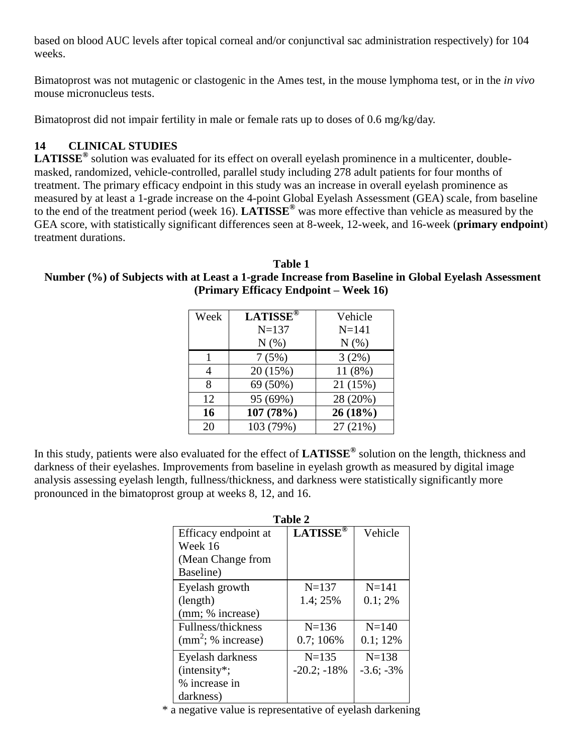based on blood AUC levels after topical corneal and/or conjunctival sac administration respectively) for 104 weeks.

Bimatoprost was not mutagenic or clastogenic in the Ames test, in the mouse lymphoma test, or in the *in vivo* mouse micronucleus tests.

Bimatoprost did not impair fertility in male or female rats up to doses of 0.6 mg/kg/day.

## 14 CLINICAL STUDIES

**LATISSE®** solution was evaluated for its effect on overall eyelash prominence in a multicenter, double-masked, randomized, vehicle-controlled, parallel study including 278 adult patients for four months of treatment. The primary efficacy endpoint in this study was an increase in overall eyelash prominence as measured by at least a 1-grade increase on the 4-point Global Eyelash Assessment (GEA) scale, from baseline to the end of the treatment period (week 16). **LATISSE®** was more effective than vehicle as measured by the GEA score, with statistically significant differences seen at 8-week, 12-week, and 16-week (**primary endpoint**) treatment durations.

**Table 1**
**Number (%) of Subjects with at Least a 1-grade Increase from Baseline in Global Eyelash Assessment (Primary Efficacy Endpoint – Week 16)**

| Week | **LATISSE®** N=137 N (%) | Vehicle N=141 N (%) |
|---|---|---|
| 1 | 7 (5%) | 3 (2%) |
| 4 | 20 (15%) | 11 (8%) |
| 8 | 69 (50%) | 21 (15%) |
| 12 | 95 (69%) | 28 (20%) |
| **16** | **107 (78%)** | **26 (18%)** |
| 20 | 103 (79%) | 27 (21%) |

In this study, patients were also evaluated for the effect of **LATISSE®** solution on the length, thickness and darkness of their eyelashes. Improvements from baseline in eyelash growth as measured by digital image analysis assessing eyelash length, fullness/thickness, and darkness were statistically significantly more pronounced in the bimatoprost group at weeks 8, 12, and 16.

**Table 2**

| Efficacy endpoint at Week 16 (Mean Change from Baseline) | **LATISSE®** | Vehicle |
|---|---|---|
| Eyelash growth (length) (mm; % increase) | N=137 1.4; 25% | N=141 0.1; 2% |
| Fullness/thickness ($mm^2$; % increase) | N=136 0.7; 106% | N=140 0.1; 12% |
| Eyelash darkness (intensity*; % increase in darkness) | N=135 -20.2; -18% | N=138 -3.6; -3% |

\* a negative value is representative of eyelash darkening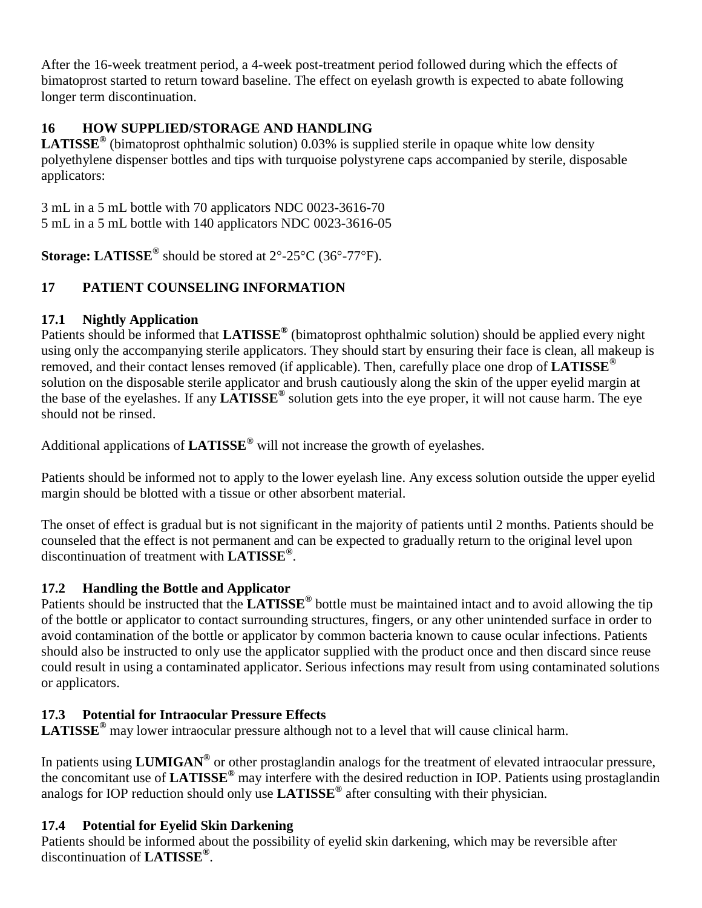After the 16-week treatment period, a 4-week post-treatment period followed during which the effects of bimatoprost started to return toward baseline. The effect on eyelash growth is expected to abate following longer term discontinuation.

## 16 HOW SUPPLIED/STORAGE AND HANDLING

**LATISSE®** (bimatoprost ophthalmic solution) 0.03% is supplied sterile in opaque white low density polyethylene dispenser bottles and tips with turquoise polystyrene caps accompanied by sterile, disposable applicators:

3 mL in a 5 mL bottle with 70 applicators NDC 0023-3616-70
5 mL in a 5 mL bottle with 140 applicators NDC 0023-3616-05

**Storage: LATISSE®** should be stored at 2°-25°C (36°-77°F).

## 17 PATIENT COUNSELING INFORMATION

### 17.1 Nightly Application

Patients should be informed that **LATISSE®** (bimatoprost ophthalmic solution) should be applied every night using only the accompanying sterile applicators. They should start by ensuring their face is clean, all makeup is removed, and their contact lenses removed (if applicable). Then, carefully place one drop of **LATISSE®** solution on the disposable sterile applicator and brush cautiously along the skin of the upper eyelid margin at the base of the eyelashes. If any **LATISSE®** solution gets into the eye proper, it will not cause harm. The eye should not be rinsed.

Additional applications of **LATISSE®** will not increase the growth of eyelashes.

Patients should be informed not to apply to the lower eyelash line. Any excess solution outside the upper eyelid margin should be blotted with a tissue or other absorbent material.

The onset of effect is gradual but is not significant in the majority of patients until 2 months. Patients should be counseled that the effect is not permanent and can be expected to gradually return to the original level upon discontinuation of treatment with **LATISSE®**.

### 17.2 Handling the Bottle and Applicator

Patients should be instructed that the **LATISSE®** bottle must be maintained intact and to avoid allowing the tip of the bottle or applicator to contact surrounding structures, fingers, or any other unintended surface in order to avoid contamination of the bottle or applicator by common bacteria known to cause ocular infections. Patients should also be instructed to only use the applicator supplied with the product once and then discard since reuse could result in using a contaminated applicator. Serious infections may result from using contaminated solutions or applicators.

### 17.3 Potential for Intraocular Pressure Effects

**LATISSE®** may lower intraocular pressure although not to a level that will cause clinical harm.

In patients using **LUMIGAN®** or other prostaglandin analogs for the treatment of elevated intraocular pressure, the concomitant use of **LATISSE®** may interfere with the desired reduction in IOP. Patients using prostaglandin analogs for IOP reduction should only use **LATISSE®** after consulting with their physician.

### 17.4 Potential for Eyelid Skin Darkening

Patients should be informed about the possibility of eyelid skin darkening, which may be reversible after discontinuation of **LATISSE®**.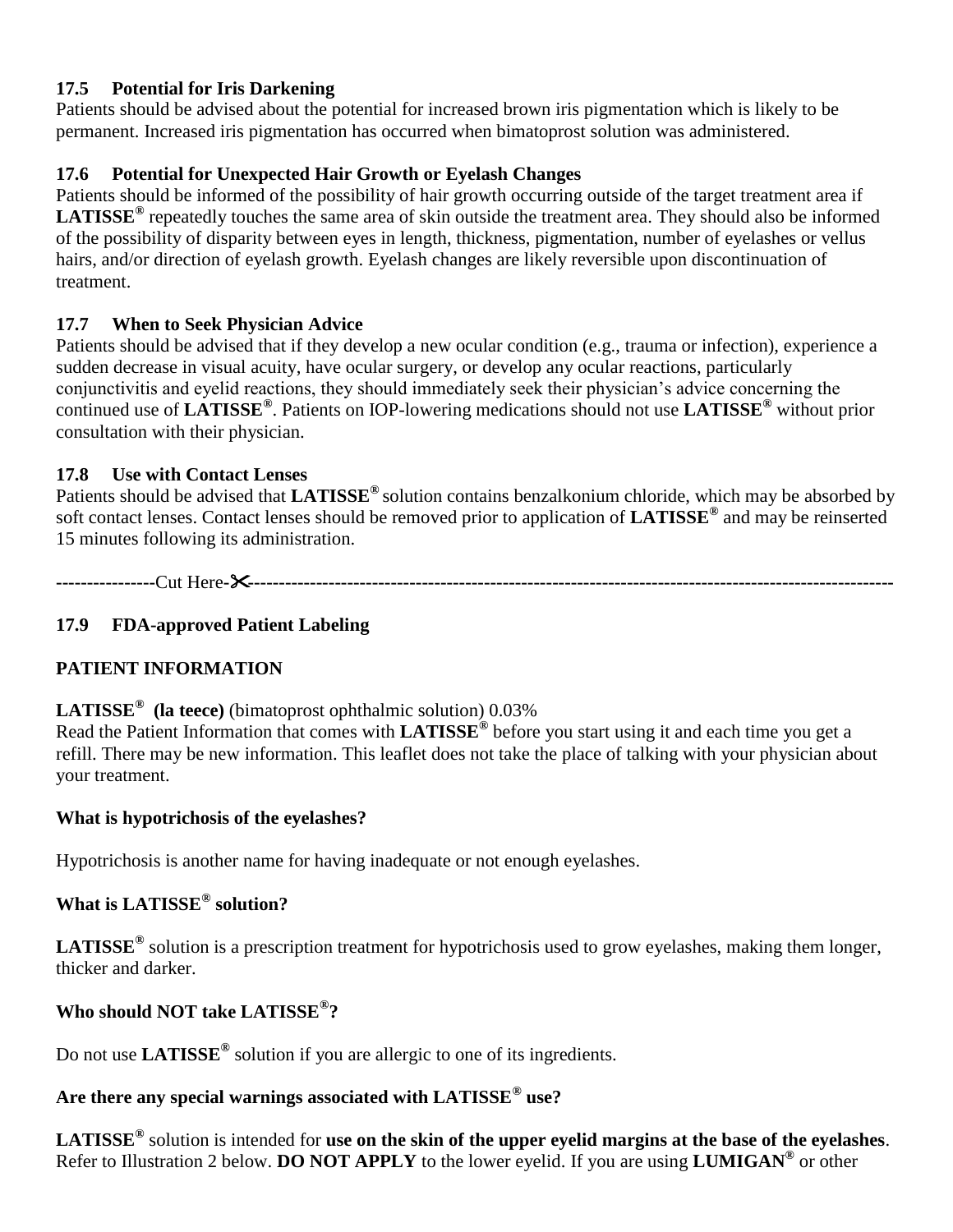### 17.5 Potential for Iris Darkening

Patients should be advised about the potential for increased brown iris pigmentation which is likely to be permanent. Increased iris pigmentation has occurred when bimatoprost solution was administered.

### 17.6 Potential for Unexpected Hair Growth or Eyelash Changes

Patients should be informed of the possibility of hair growth occurring outside of the target treatment area if **LATISSE®** repeatedly touches the same area of skin outside the treatment area. They should also be informed of the possibility of disparity between eyes in length, thickness, pigmentation, number of eyelashes or vellus hairs, and/or direction of eyelash growth. Eyelash changes are likely reversible upon discontinuation of treatment.

### 17.7 When to Seek Physician Advice

Patients should be advised that if they develop a new ocular condition (e.g., trauma or infection), experience a sudden decrease in visual acuity, have ocular surgery, or develop any ocular reactions, particularly conjunctivitis and eyelid reactions, they should immediately seek their physician's advice concerning the continued use of **LATISSE®**. Patients on IOP-lowering medications should not use **LATISSE®** without prior consultation with their physician.

### 17.8 Use with Contact Lenses

Patients should be advised that **LATISSE®** solution contains benzalkonium chloride, which may be absorbed by soft contact lenses. Contact lenses should be removed prior to application of **LATISSE®** and may be reinserted 15 minutes following its administration.

----------------Cut Here-✂------------------------------------------------------------------------------------------------------

### 17.9 FDA-approved Patient Labeling

**PATIENT INFORMATION**

**LATISSE® (la teece)** (bimatoprost ophthalmic solution) 0.03%

Read the Patient Information that comes with **LATISSE®** before you start using it and each time you get a refill. There may be new information. This leaflet does not take the place of talking with your physician about your treatment.

**What is hypotrichosis of the eyelashes?**

Hypotrichosis is another name for having inadequate or not enough eyelashes.

**What is LATISSE® solution?**

**LATISSE®** solution is a prescription treatment for hypotrichosis used to grow eyelashes, making them longer, thicker and darker.

**Who should NOT take LATISSE®?**

Do not use **LATISSE®** solution if you are allergic to one of its ingredients.

**Are there any special warnings associated with LATISSE® use?**

**LATISSE®** solution is intended for **use on the skin of the upper eyelid margins at the base of the eyelashes**. Refer to Illustration 2 below. **DO NOT APPLY** to the lower eyelid. If you are using **LUMIGAN®** or other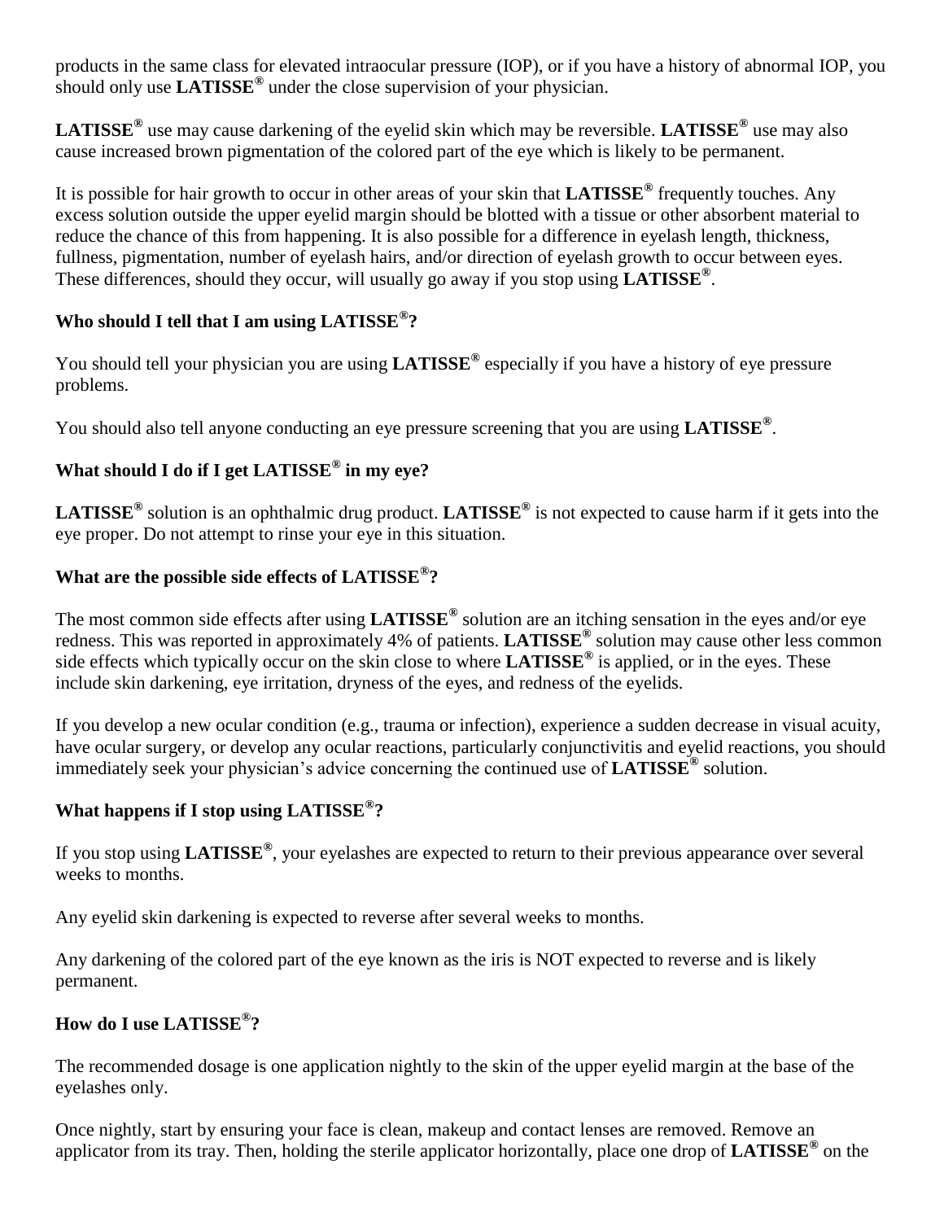products in the same class for elevated intraocular pressure (IOP), or if you have a history of abnormal IOP, you should only use **LATISSE®** under the close supervision of your physician.

**LATISSE®** use may cause darkening of the eyelid skin which may be reversible. **LATISSE®** use may also cause increased brown pigmentation of the colored part of the eye which is likely to be permanent.

It is possible for hair growth to occur in other areas of your skin that **LATISSE®** frequently touches. Any excess solution outside the upper eyelid margin should be blotted with a tissue or other absorbent material to reduce the chance of this from happening. It is also possible for a difference in eyelash length, thickness, fullness, pigmentation, number of eyelash hairs, and/or direction of eyelash growth to occur between eyes. These differences, should they occur, will usually go away if you stop using **LATISSE®**.

### Who should I tell that I am using LATISSE®?

You should tell your physician you are using **LATISSE®** especially if you have a history of eye pressure problems.

You should also tell anyone conducting an eye pressure screening that you are using **LATISSE®**.

### What should I do if I get LATISSE® in my eye?

**LATISSE®** solution is an ophthalmic drug product. **LATISSE®** is not expected to cause harm if it gets into the eye proper. Do not attempt to rinse your eye in this situation.

### What are the possible side effects of LATISSE®?

The most common side effects after using **LATISSE®** solution are an itching sensation in the eyes and/or eye redness. This was reported in approximately 4% of patients. **LATISSE®** solution may cause other less common side effects which typically occur on the skin close to where **LATISSE®** is applied, or in the eyes. These include skin darkening, eye irritation, dryness of the eyes, and redness of the eyelids.

If you develop a new ocular condition (e.g., trauma or infection), experience a sudden decrease in visual acuity, have ocular surgery, or develop any ocular reactions, particularly conjunctivitis and eyelid reactions, you should immediately seek your physician's advice concerning the continued use of **LATISSE®** solution.

### What happens if I stop using LATISSE®?

If you stop using **LATISSE®**, your eyelashes are expected to return to their previous appearance over several weeks to months.

Any eyelid skin darkening is expected to reverse after several weeks to months.

Any darkening of the colored part of the eye known as the iris is NOT expected to reverse and is likely permanent.

### How do I use LATISSE®?

The recommended dosage is one application nightly to the skin of the upper eyelid margin at the base of the eyelashes only.

Once nightly, start by ensuring your face is clean, makeup and contact lenses are removed. Remove an applicator from its tray. Then, holding the sterile applicator horizontally, place one drop of **LATISSE®** on the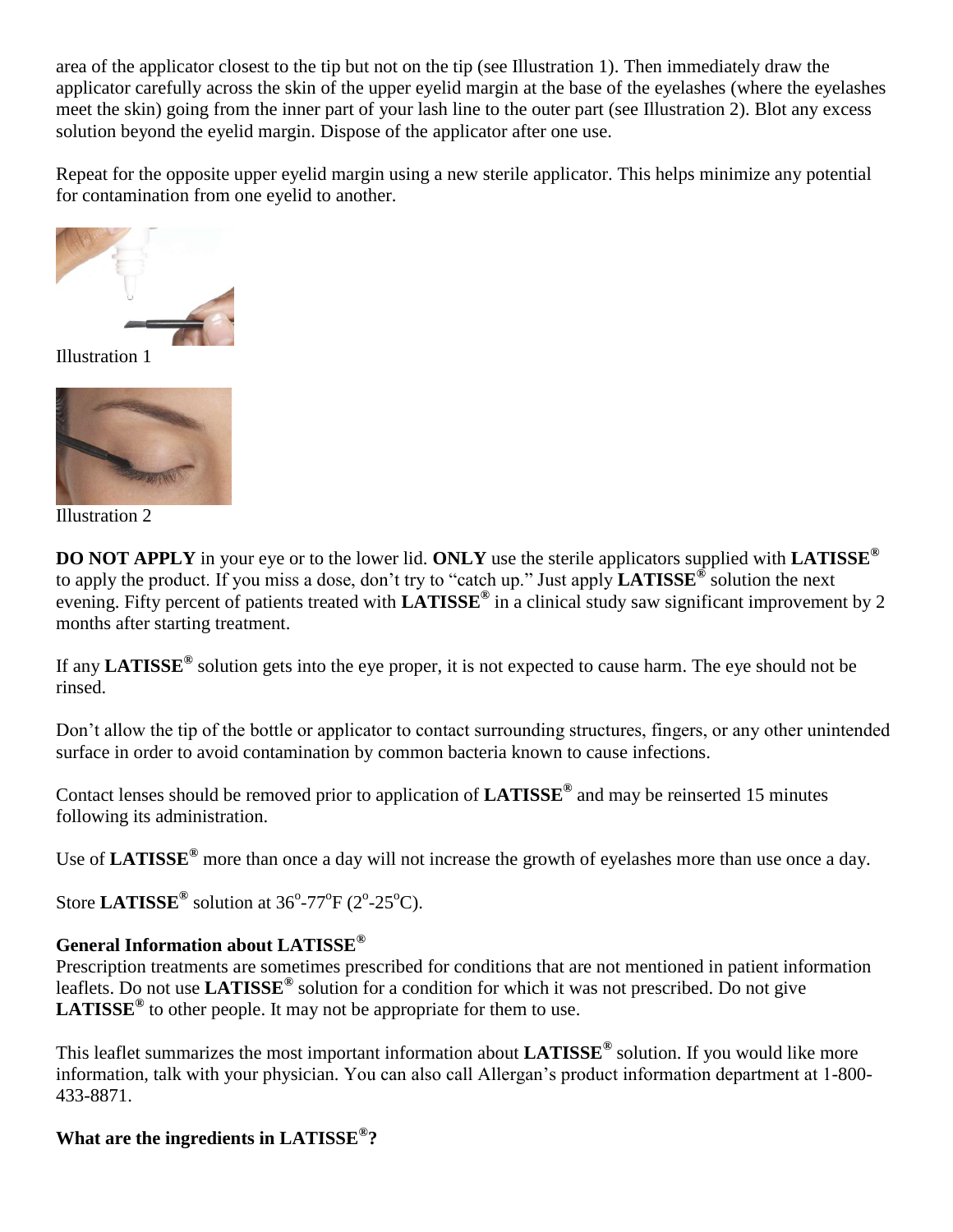area of the applicator closest to the tip but not on the tip (see Illustration 1). Then immediately draw the applicator carefully across the skin of the upper eyelid margin at the base of the eyelashes (where the eyelashes meet the skin) going from the inner part of your lash line to the outer part (see Illustration 2). Blot any excess solution beyond the eyelid margin. Dispose of the applicator after one use.

Repeat for the opposite upper eyelid margin using a new sterile applicator. This helps minimize any potential for contamination from one eyelid to another.

Illustration 1

Illustration 2

**DO NOT APPLY** in your eye or to the lower lid. **ONLY** use the sterile applicators supplied with **LATISSE®** to apply the product. If you miss a dose, don't try to "catch up." Just apply **LATISSE®** solution the next evening. Fifty percent of patients treated with **LATISSE®** in a clinical study saw significant improvement by 2 months after starting treatment.

If any **LATISSE®** solution gets into the eye proper, it is not expected to cause harm. The eye should not be rinsed.

Don't allow the tip of the bottle or applicator to contact surrounding structures, fingers, or any other unintended surface in order to avoid contamination by common bacteria known to cause infections.

Contact lenses should be removed prior to application of **LATISSE®** and may be reinserted 15 minutes following its administration.

Use of **LATISSE®** more than once a day will not increase the growth of eyelashes more than use once a day.

Store **LATISSE®** solution at 36°-77°F (2°-25°C).

**General Information about LATISSE®**

Prescription treatments are sometimes prescribed for conditions that are not mentioned in patient information leaflets. Do not use **LATISSE®** solution for a condition for which it was not prescribed. Do not give **LATISSE®** to other people. It may not be appropriate for them to use.

This leaflet summarizes the most important information about **LATISSE®** solution. If you would like more information, talk with your physician. You can also call Allergan's product information department at 1-800-433-8871.

**What are the ingredients in LATISSE®?**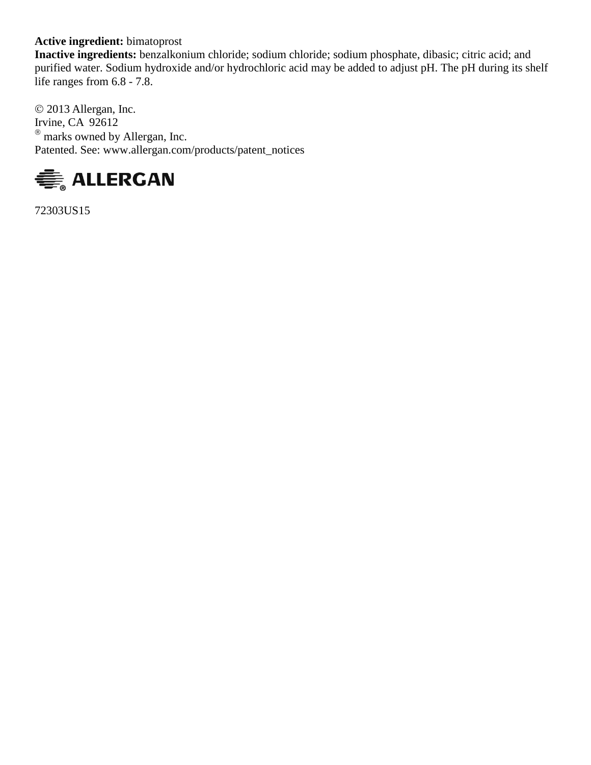**Active ingredient:** bimatoprost
**Inactive ingredients:** benzalkonium chloride; sodium chloride; sodium phosphate, dibasic; citric acid; and purified water. Sodium hydroxide and/or hydrochloric acid may be added to adjust pH. The pH during its shelf life ranges from 6.8 - 7.8.

© 2013 Allergan, Inc.
Irvine, CA 92612
® marks owned by Allergan, Inc.
Patented. See: www.allergan.com/products/patent_notices

ALLERGAN

72303US15